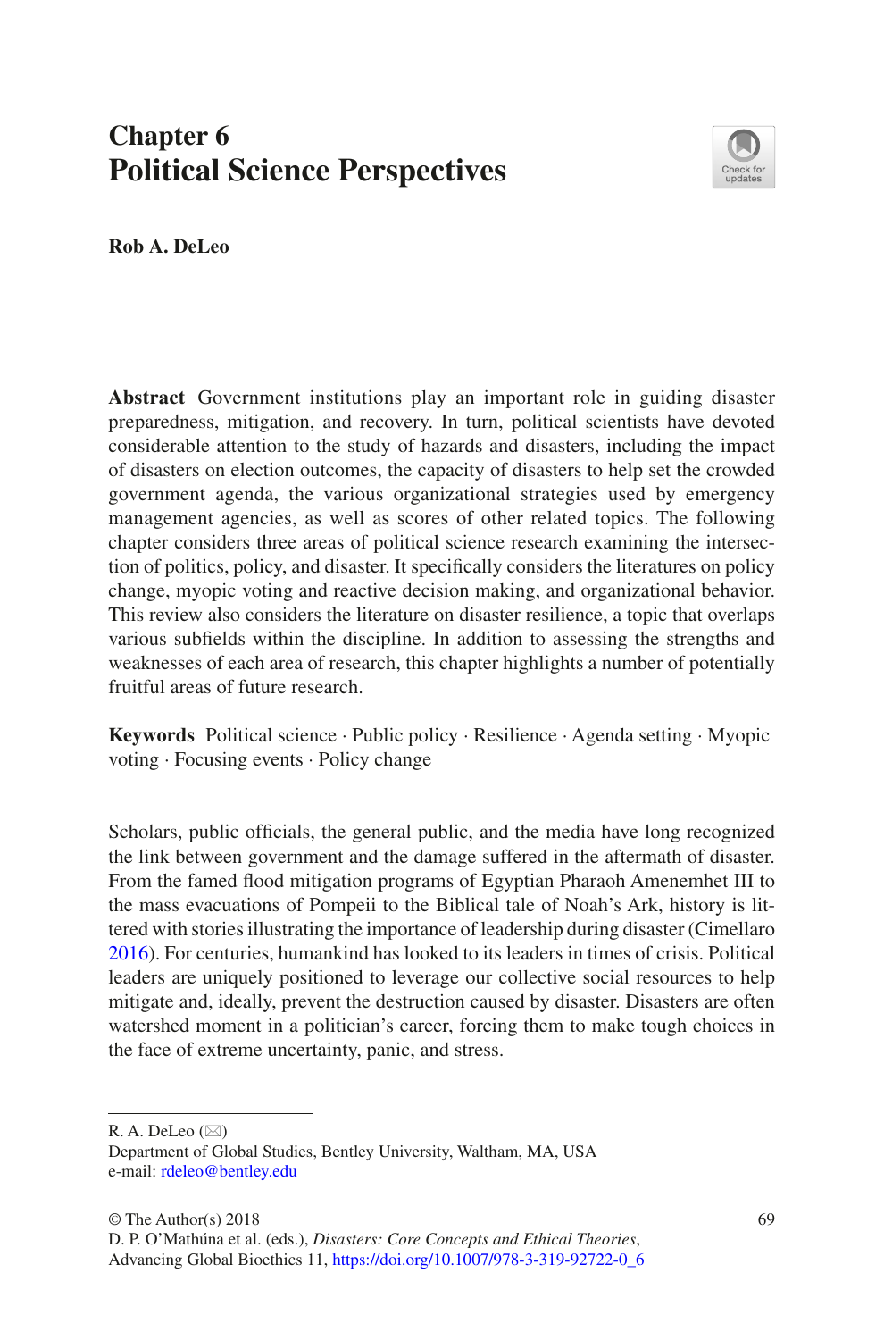# Chapter 6
# Political Science Perspectives

**Rob A. DeLeo**

**Abstract** Government institutions play an important role in guiding disaster preparedness, mitigation, and recovery. In turn, political scientists have devoted considerable attention to the study of hazards and disasters, including the impact of disasters on election outcomes, the capacity of disasters to help set the crowded government agenda, the various organizational strategies used by emergency management agencies, as well as scores of other related topics. The following chapter considers three areas of political science research examining the intersection of politics, policy, and disaster. It specifically considers the literatures on policy change, myopic voting and reactive decision making, and organizational behavior. This review also considers the literature on disaster resilience, a topic that overlaps various subfields within the discipline. In addition to assessing the strengths and weaknesses of each area of research, this chapter highlights a number of potentially fruitful areas of future research.

**Keywords** Political science · Public policy · Resilience · Agenda setting · Myopic voting · Focusing events · Policy change

Scholars, public officials, the general public, and the media have long recognized the link between government and the damage suffered in the aftermath of disaster. From the famed flood mitigation programs of Egyptian Pharaoh Amenemhet III to the mass evacuations of Pompeii to the Biblical tale of Noah's Ark, history is littered with stories illustrating the importance of leadership during disaster (Cimellaro 2016). For centuries, humankind has looked to its leaders in times of crisis. Political leaders are uniquely positioned to leverage our collective social resources to help mitigate and, ideally, prevent the destruction caused by disaster. Disasters are often watershed moment in a politician's career, forcing them to make tough choices in the face of extreme uncertainty, panic, and stress.

---

R. A. DeLeo (✉)
Department of Global Studies, Bentley University, Waltham, MA, USA
e-mail: rdeleo@bentley.edu

© The Author(s) 2018
D. P. O'Mathúna et al. (eds.), *Disasters: Core Concepts and Ethical Theories*, Advancing Global Bioethics 11, https://doi.org/10.1007/978-3-319-92722-0_6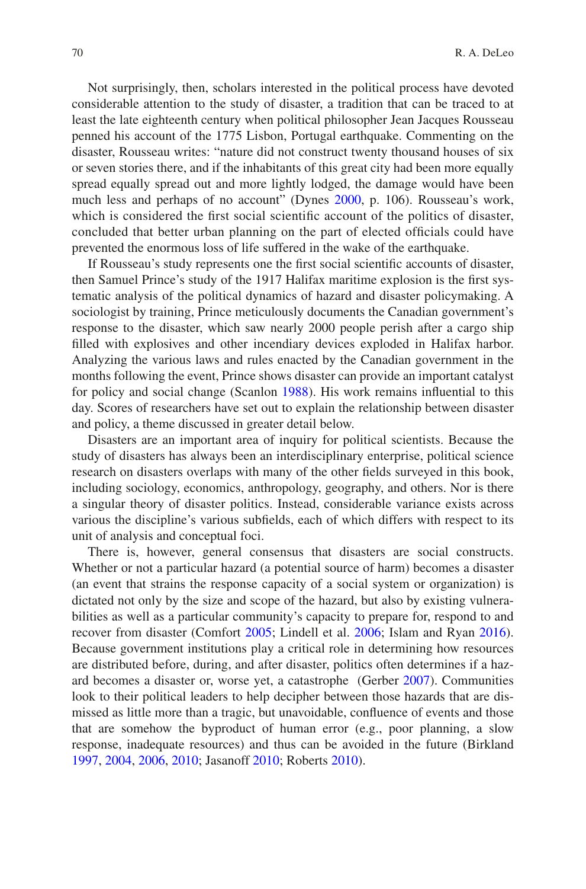Not surprisingly, then, scholars interested in the political process have devoted considerable attention to the study of disaster, a tradition that can be traced to at least the late eighteenth century when political philosopher Jean Jacques Rousseau penned his account of the 1775 Lisbon, Portugal earthquake. Commenting on the disaster, Rousseau writes: "nature did not construct twenty thousand houses of six or seven stories there, and if the inhabitants of this great city had been more equally spread equally spread out and more lightly lodged, the damage would have been much less and perhaps of no account" (Dynes 2000, p. 106). Rousseau's work, which is considered the first social scientific account of the politics of disaster, concluded that better urban planning on the part of elected officials could have prevented the enormous loss of life suffered in the wake of the earthquake.

If Rousseau's study represents one the first social scientific accounts of disaster, then Samuel Prince's study of the 1917 Halifax maritime explosion is the first systematic analysis of the political dynamics of hazard and disaster policymaking. A sociologist by training, Prince meticulously documents the Canadian government's response to the disaster, which saw nearly 2000 people perish after a cargo ship filled with explosives and other incendiary devices exploded in Halifax harbor. Analyzing the various laws and rules enacted by the Canadian government in the months following the event, Prince shows disaster can provide an important catalyst for policy and social change (Scanlon 1988). His work remains influential to this day. Scores of researchers have set out to explain the relationship between disaster and policy, a theme discussed in greater detail below.

Disasters are an important area of inquiry for political scientists. Because the study of disasters has always been an interdisciplinary enterprise, political science research on disasters overlaps with many of the other fields surveyed in this book, including sociology, economics, anthropology, geography, and others. Nor is there a singular theory of disaster politics. Instead, considerable variance exists across various the discipline's various subfields, each of which differs with respect to its unit of analysis and conceptual foci.

There is, however, general consensus that disasters are social constructs. Whether or not a particular hazard (a potential source of harm) becomes a disaster (an event that strains the response capacity of a social system or organization) is dictated not only by the size and scope of the hazard, but also by existing vulnerabilities as well as a particular community's capacity to prepare for, respond to and recover from disaster (Comfort 2005; Lindell et al. 2006; Islam and Ryan 2016). Because government institutions play a critical role in determining how resources are distributed before, during, and after disaster, politics often determines if a hazard becomes a disaster or, worse yet, a catastrophe (Gerber 2007). Communities look to their political leaders to help decipher between those hazards that are dismissed as little more than a tragic, but unavoidable, confluence of events and those that are somehow the byproduct of human error (e.g., poor planning, a slow response, inadequate resources) and thus can be avoided in the future (Birkland 1997, 2004, 2006, 2010; Jasanoff 2010; Roberts 2010).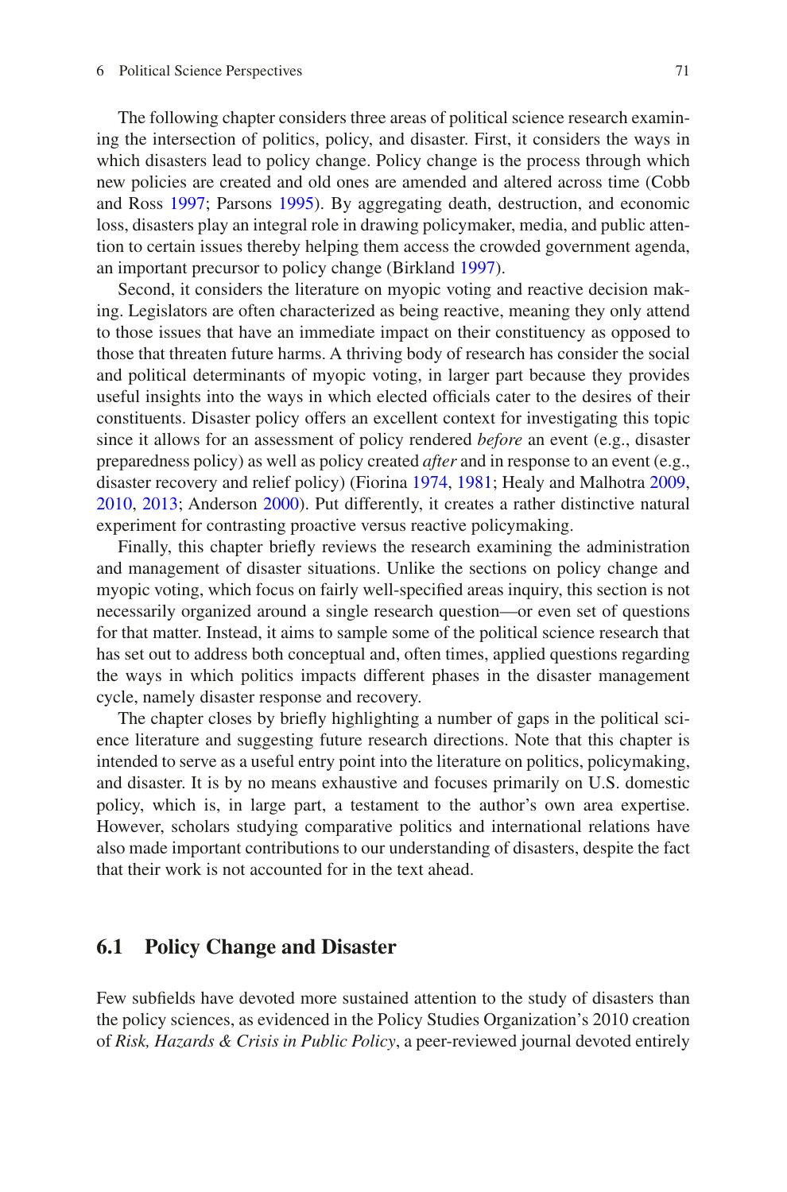The following chapter considers three areas of political science research examining the intersection of politics, policy, and disaster. First, it considers the ways in which disasters lead to policy change. Policy change is the process through which new policies are created and old ones are amended and altered across time (Cobb and Ross 1997; Parsons 1995). By aggregating death, destruction, and economic loss, disasters play an integral role in drawing policymaker, media, and public attention to certain issues thereby helping them access the crowded government agenda, an important precursor to policy change (Birkland 1997).

Second, it considers the literature on myopic voting and reactive decision making. Legislators are often characterized as being reactive, meaning they only attend to those issues that have an immediate impact on their constituency as opposed to those that threaten future harms. A thriving body of research has consider the social and political determinants of myopic voting, in larger part because they provides useful insights into the ways in which elected officials cater to the desires of their constituents. Disaster policy offers an excellent context for investigating this topic since it allows for an assessment of policy rendered *before* an event (e.g., disaster preparedness policy) as well as policy created *after* and in response to an event (e.g., disaster recovery and relief policy) (Fiorina 1974, 1981; Healy and Malhotra 2009, 2010, 2013; Anderson 2000). Put differently, it creates a rather distinctive natural experiment for contrasting proactive versus reactive policymaking.

Finally, this chapter briefly reviews the research examining the administration and management of disaster situations. Unlike the sections on policy change and myopic voting, which focus on fairly well-specified areas inquiry, this section is not necessarily organized around a single research question—or even set of questions for that matter. Instead, it aims to sample some of the political science research that has set out to address both conceptual and, often times, applied questions regarding the ways in which politics impacts different phases in the disaster management cycle, namely disaster response and recovery.

The chapter closes by briefly highlighting a number of gaps in the political science literature and suggesting future research directions. Note that this chapter is intended to serve as a useful entry point into the literature on politics, policymaking, and disaster. It is by no means exhaustive and focuses primarily on U.S. domestic policy, which is, in large part, a testament to the author's own area expertise. However, scholars studying comparative politics and international relations have also made important contributions to our understanding of disasters, despite the fact that their work is not accounted for in the text ahead.

## 6.1 Policy Change and Disaster

Few subfields have devoted more sustained attention to the study of disasters than the policy sciences, as evidenced in the Policy Studies Organization's 2010 creation of *Risk, Hazards & Crisis in Public Policy*, a peer-reviewed journal devoted entirely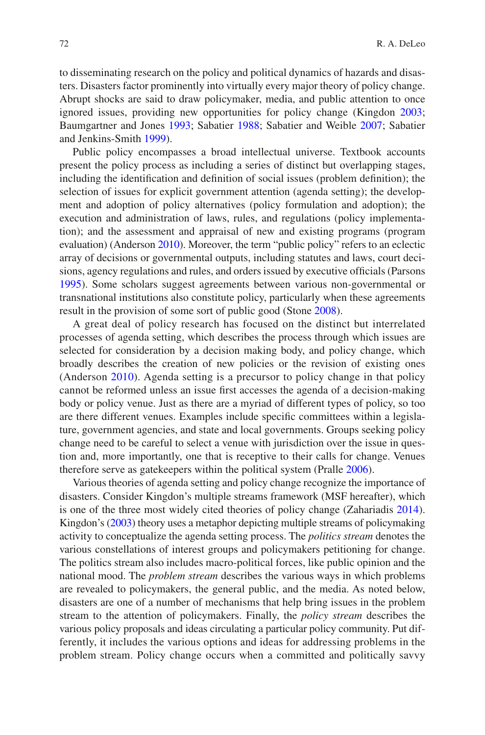to disseminating research on the policy and political dynamics of hazards and disasters. Disasters factor prominently into virtually every major theory of policy change. Abrupt shocks are said to draw policymaker, media, and public attention to once ignored issues, providing new opportunities for policy change (Kingdon 2003; Baumgartner and Jones 1993; Sabatier 1988; Sabatier and Weible 2007; Sabatier and Jenkins-Smith 1999).

Public policy encompasses a broad intellectual universe. Textbook accounts present the policy process as including a series of distinct but overlapping stages, including the identification and definition of social issues (problem definition); the selection of issues for explicit government attention (agenda setting); the development and adoption of policy alternatives (policy formulation and adoption); the execution and administration of laws, rules, and regulations (policy implementation); and the assessment and appraisal of new and existing programs (program evaluation) (Anderson 2010). Moreover, the term "public policy" refers to an eclectic array of decisions or governmental outputs, including statutes and laws, court decisions, agency regulations and rules, and orders issued by executive officials (Parsons 1995). Some scholars suggest agreements between various non-governmental or transnational institutions also constitute policy, particularly when these agreements result in the provision of some sort of public good (Stone 2008).

A great deal of policy research has focused on the distinct but interrelated processes of agenda setting, which describes the process through which issues are selected for consideration by a decision making body, and policy change, which broadly describes the creation of new policies or the revision of existing ones (Anderson 2010). Agenda setting is a precursor to policy change in that policy cannot be reformed unless an issue first accesses the agenda of a decision-making body or policy venue. Just as there are a myriad of different types of policy, so too are there different venues. Examples include specific committees within a legislature, government agencies, and state and local governments. Groups seeking policy change need to be careful to select a venue with jurisdiction over the issue in question and, more importantly, one that is receptive to their calls for change. Venues therefore serve as gatekeepers within the political system (Pralle 2006).

Various theories of agenda setting and policy change recognize the importance of disasters. Consider Kingdon's multiple streams framework (MSF hereafter), which is one of the three most widely cited theories of policy change (Zahariadis 2014). Kingdon's (2003) theory uses a metaphor depicting multiple streams of policymaking activity to conceptualize the agenda setting process. The *politics stream* denotes the various constellations of interest groups and policymakers petitioning for change. The politics stream also includes macro-political forces, like public opinion and the national mood. The *problem stream* describes the various ways in which problems are revealed to policymakers, the general public, and the media. As noted below, disasters are one of a number of mechanisms that help bring issues in the problem stream to the attention of policymakers. Finally, the *policy stream* describes the various policy proposals and ideas circulating a particular policy community. Put differently, it includes the various options and ideas for addressing problems in the problem stream. Policy change occurs when a committed and politically savvy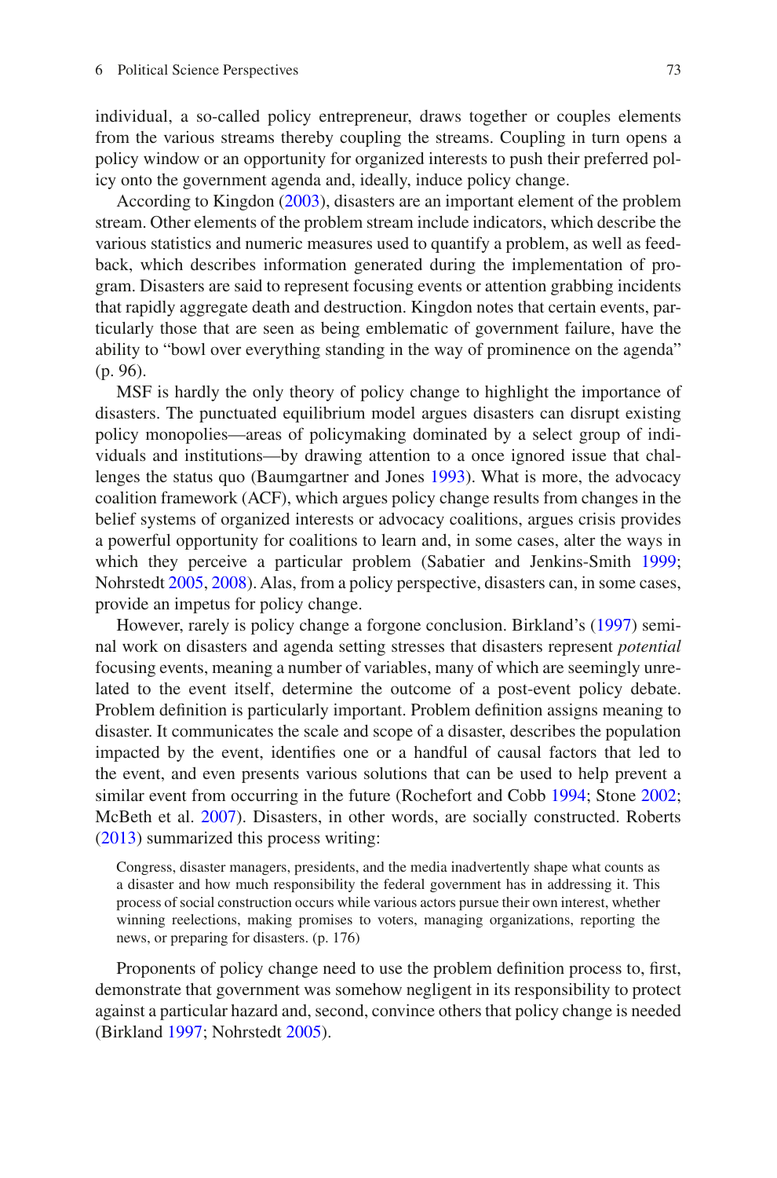individual, a so-called policy entrepreneur, draws together or couples elements from the various streams thereby coupling the streams. Coupling in turn opens a policy window or an opportunity for organized interests to push their preferred policy onto the government agenda and, ideally, induce policy change.

According to Kingdon (2003), disasters are an important element of the problem stream. Other elements of the problem stream include indicators, which describe the various statistics and numeric measures used to quantify a problem, as well as feedback, which describes information generated during the implementation of program. Disasters are said to represent focusing events or attention grabbing incidents that rapidly aggregate death and destruction. Kingdon notes that certain events, particularly those that are seen as being emblematic of government failure, have the ability to "bowl over everything standing in the way of prominence on the agenda" (p. 96).

MSF is hardly the only theory of policy change to highlight the importance of disasters. The punctuated equilibrium model argues disasters can disrupt existing policy monopolies—areas of policymaking dominated by a select group of individuals and institutions—by drawing attention to a once ignored issue that challenges the status quo (Baumgartner and Jones 1993). What is more, the advocacy coalition framework (ACF), which argues policy change results from changes in the belief systems of organized interests or advocacy coalitions, argues crisis provides a powerful opportunity for coalitions to learn and, in some cases, alter the ways in which they perceive a particular problem (Sabatier and Jenkins-Smith 1999; Nohrstedt 2005, 2008). Alas, from a policy perspective, disasters can, in some cases, provide an impetus for policy change.

However, rarely is policy change a forgone conclusion. Birkland's (1997) seminal work on disasters and agenda setting stresses that disasters represent *potential* focusing events, meaning a number of variables, many of which are seemingly unrelated to the event itself, determine the outcome of a post-event policy debate. Problem definition is particularly important. Problem definition assigns meaning to disaster. It communicates the scale and scope of a disaster, describes the population impacted by the event, identifies one or a handful of causal factors that led to the event, and even presents various solutions that can be used to help prevent a similar event from occurring in the future (Rochefort and Cobb 1994; Stone 2002; McBeth et al. 2007). Disasters, in other words, are socially constructed. Roberts (2013) summarized this process writing:

> Congress, disaster managers, presidents, and the media inadvertently shape what counts as a disaster and how much responsibility the federal government has in addressing it. This process of social construction occurs while various actors pursue their own interest, whether winning reelections, making promises to voters, managing organizations, reporting the news, or preparing for disasters. (p. 176)

Proponents of policy change need to use the problem definition process to, first, demonstrate that government was somehow negligent in its responsibility to protect against a particular hazard and, second, convince others that policy change is needed (Birkland 1997; Nohrstedt 2005).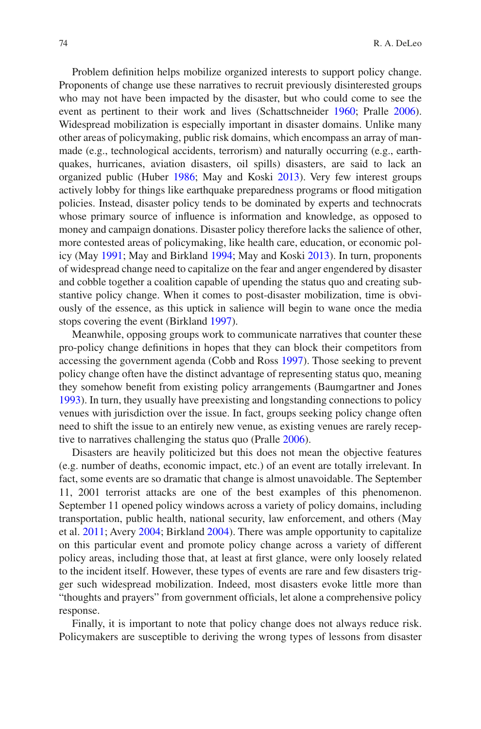Problem definition helps mobilize organized interests to support policy change. Proponents of change use these narratives to recruit previously disinterested groups who may not have been impacted by the disaster, but who could come to see the event as pertinent to their work and lives (Schattschneider 1960; Pralle 2006). Widespread mobilization is especially important in disaster domains. Unlike many other areas of policymaking, public risk domains, which encompass an array of man-made (e.g., technological accidents, terrorism) and naturally occurring (e.g., earthquakes, hurricanes, aviation disasters, oil spills) disasters, are said to lack an organized public (Huber 1986; May and Koski 2013). Very few interest groups actively lobby for things like earthquake preparedness programs or flood mitigation policies. Instead, disaster policy tends to be dominated by experts and technocrats whose primary source of influence is information and knowledge, as opposed to money and campaign donations. Disaster policy therefore lacks the salience of other, more contested areas of policymaking, like health care, education, or economic policy (May 1991; May and Birkland 1994; May and Koski 2013). In turn, proponents of widespread change need to capitalize on the fear and anger engendered by disaster and cobble together a coalition capable of upending the status quo and creating substantive policy change. When it comes to post-disaster mobilization, time is obviously of the essence, as this uptick in salience will begin to wane once the media stops covering the event (Birkland 1997).

Meanwhile, opposing groups work to communicate narratives that counter these pro-policy change definitions in hopes that they can block their competitors from accessing the government agenda (Cobb and Ross 1997). Those seeking to prevent policy change often have the distinct advantage of representing status quo, meaning they somehow benefit from existing policy arrangements (Baumgartner and Jones 1993). In turn, they usually have preexisting and longstanding connections to policy venues with jurisdiction over the issue. In fact, groups seeking policy change often need to shift the issue to an entirely new venue, as existing venues are rarely receptive to narratives challenging the status quo (Pralle 2006).

Disasters are heavily politicized but this does not mean the objective features (e.g. number of deaths, economic impact, etc.) of an event are totally irrelevant. In fact, some events are so dramatic that change is almost unavoidable. The September 11, 2001 terrorist attacks are one of the best examples of this phenomenon. September 11 opened policy windows across a variety of policy domains, including transportation, public health, national security, law enforcement, and others (May et al. 2011; Avery 2004; Birkland 2004). There was ample opportunity to capitalize on this particular event and promote policy change across a variety of different policy areas, including those that, at least at first glance, were only loosely related to the incident itself. However, these types of events are rare and few disasters trigger such widespread mobilization. Indeed, most disasters evoke little more than "thoughts and prayers" from government officials, let alone a comprehensive policy response.

Finally, it is important to note that policy change does not always reduce risk. Policymakers are susceptible to deriving the wrong types of lessons from disaster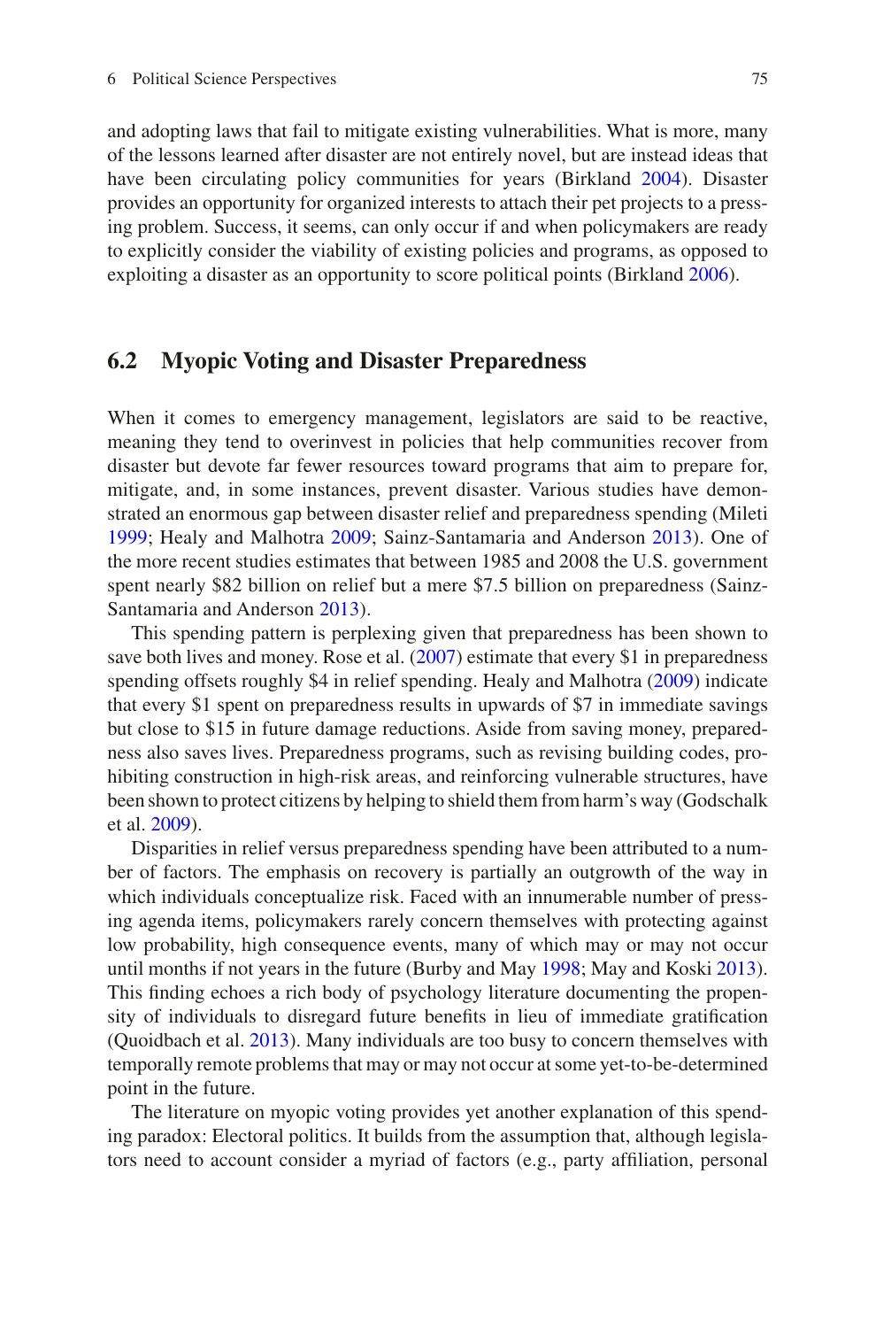and adopting laws that fail to mitigate existing vulnerabilities. What is more, many of the lessons learned after disaster are not entirely novel, but are instead ideas that have been circulating policy communities for years (Birkland 2004). Disaster provides an opportunity for organized interests to attach their pet projects to a pressing problem. Success, it seems, can only occur if and when policymakers are ready to explicitly consider the viability of existing policies and programs, as opposed to exploiting a disaster as an opportunity to score political points (Birkland 2006).

## 6.2 Myopic Voting and Disaster Preparedness

When it comes to emergency management, legislators are said to be reactive, meaning they tend to overinvest in policies that help communities recover from disaster but devote far fewer resources toward programs that aim to prepare for, mitigate, and, in some instances, prevent disaster. Various studies have demonstrated an enormous gap between disaster relief and preparedness spending (Mileti 1999; Healy and Malhotra 2009; Sainz-Santamaria and Anderson 2013). One of the more recent studies estimates that between 1985 and 2008 the U.S. government spent nearly \$82 billion on relief but a mere \$7.5 billion on preparedness (Sainz-Santamaria and Anderson 2013).

This spending pattern is perplexing given that preparedness has been shown to save both lives and money. Rose et al. (2007) estimate that every \$1 in preparedness spending offsets roughly \$4 in relief spending. Healy and Malhotra (2009) indicate that every \$1 spent on preparedness results in upwards of \$7 in immediate savings but close to \$15 in future damage reductions. Aside from saving money, preparedness also saves lives. Preparedness programs, such as revising building codes, prohibiting construction in high-risk areas, and reinforcing vulnerable structures, have been shown to protect citizens by helping to shield them from harm's way (Godschalk et al. 2009).

Disparities in relief versus preparedness spending have been attributed to a number of factors. The emphasis on recovery is partially an outgrowth of the way in which individuals conceptualize risk. Faced with an innumerable number of pressing agenda items, policymakers rarely concern themselves with protecting against low probability, high consequence events, many of which may or may not occur until months if not years in the future (Burby and May 1998; May and Koski 2013). This finding echoes a rich body of psychology literature documenting the propensity of individuals to disregard future benefits in lieu of immediate gratification (Quoidbach et al. 2013). Many individuals are too busy to concern themselves with temporally remote problems that may or may not occur at some yet-to-be-determined point in the future.

The literature on myopic voting provides yet another explanation of this spending paradox: Electoral politics. It builds from the assumption that, although legislators need to account consider a myriad of factors (e.g., party affiliation, personal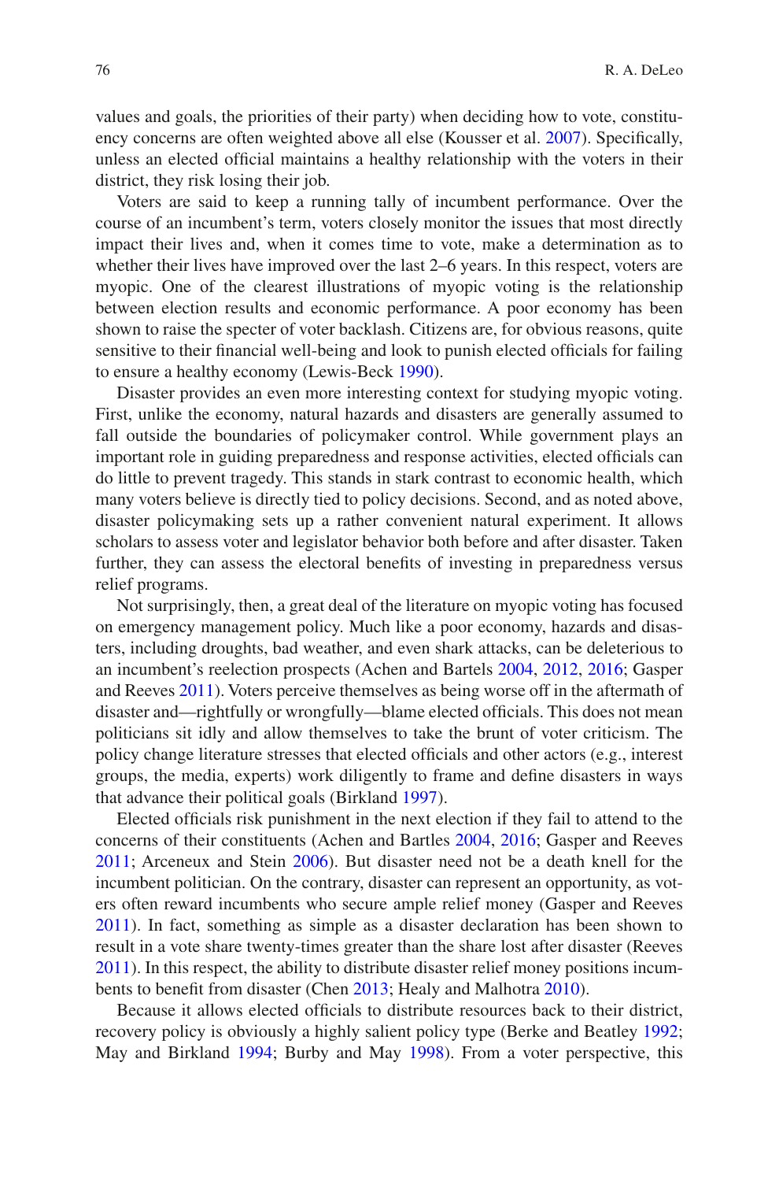values and goals, the priorities of their party) when deciding how to vote, constituency concerns are often weighted above all else (Kousser et al. 2007). Specifically, unless an elected official maintains a healthy relationship with the voters in their district, they risk losing their job.

Voters are said to keep a running tally of incumbent performance. Over the course of an incumbent's term, voters closely monitor the issues that most directly impact their lives and, when it comes time to vote, make a determination as to whether their lives have improved over the last 2–6 years. In this respect, voters are myopic. One of the clearest illustrations of myopic voting is the relationship between election results and economic performance. A poor economy has been shown to raise the specter of voter backlash. Citizens are, for obvious reasons, quite sensitive to their financial well-being and look to punish elected officials for failing to ensure a healthy economy (Lewis-Beck 1990).

Disaster provides an even more interesting context for studying myopic voting. First, unlike the economy, natural hazards and disasters are generally assumed to fall outside the boundaries of policymaker control. While government plays an important role in guiding preparedness and response activities, elected officials can do little to prevent tragedy. This stands in stark contrast to economic health, which many voters believe is directly tied to policy decisions. Second, and as noted above, disaster policymaking sets up a rather convenient natural experiment. It allows scholars to assess voter and legislator behavior both before and after disaster. Taken further, they can assess the electoral benefits of investing in preparedness versus relief programs.

Not surprisingly, then, a great deal of the literature on myopic voting has focused on emergency management policy. Much like a poor economy, hazards and disasters, including droughts, bad weather, and even shark attacks, can be deleterious to an incumbent's reelection prospects (Achen and Bartels 2004, 2012, 2016; Gasper and Reeves 2011). Voters perceive themselves as being worse off in the aftermath of disaster and—rightfully or wrongfully—blame elected officials. This does not mean politicians sit idly and allow themselves to take the brunt of voter criticism. The policy change literature stresses that elected officials and other actors (e.g., interest groups, the media, experts) work diligently to frame and define disasters in ways that advance their political goals (Birkland 1997).

Elected officials risk punishment in the next election if they fail to attend to the concerns of their constituents (Achen and Bartles 2004, 2016; Gasper and Reeves 2011; Arceneux and Stein 2006). But disaster need not be a death knell for the incumbent politician. On the contrary, disaster can represent an opportunity, as voters often reward incumbents who secure ample relief money (Gasper and Reeves 2011). In fact, something as simple as a disaster declaration has been shown to result in a vote share twenty-times greater than the share lost after disaster (Reeves 2011). In this respect, the ability to distribute disaster relief money positions incumbents to benefit from disaster (Chen 2013; Healy and Malhotra 2010).

Because it allows elected officials to distribute resources back to their district, recovery policy is obviously a highly salient policy type (Berke and Beatley 1992; May and Birkland 1994; Burby and May 1998). From a voter perspective, this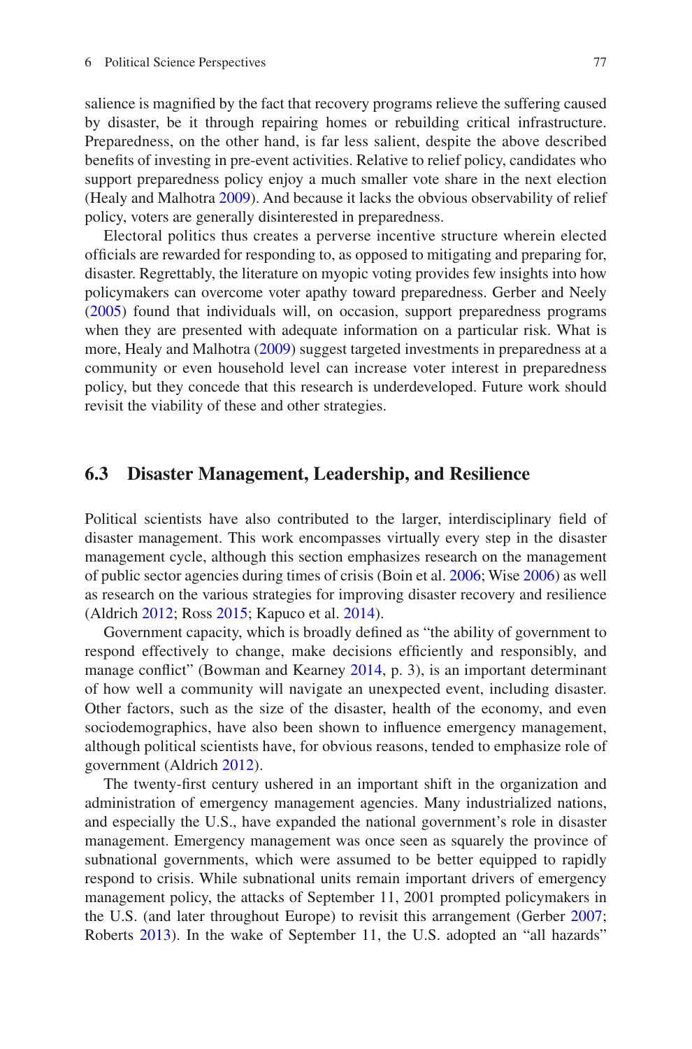salience is magnified by the fact that recovery programs relieve the suffering caused by disaster, be it through repairing homes or rebuilding critical infrastructure. Preparedness, on the other hand, is far less salient, despite the above described benefits of investing in pre-event activities. Relative to relief policy, candidates who support preparedness policy enjoy a much smaller vote share in the next election (Healy and Malhotra 2009). And because it lacks the obvious observability of relief policy, voters are generally disinterested in preparedness.

Electoral politics thus creates a perverse incentive structure wherein elected officials are rewarded for responding to, as opposed to mitigating and preparing for, disaster. Regrettably, the literature on myopic voting provides few insights into how policymakers can overcome voter apathy toward preparedness. Gerber and Neely (2005) found that individuals will, on occasion, support preparedness programs when they are presented with adequate information on a particular risk. What is more, Healy and Malhotra (2009) suggest targeted investments in preparedness at a community or even household level can increase voter interest in preparedness policy, but they concede that this research is underdeveloped. Future work should revisit the viability of these and other strategies.

## 6.3 Disaster Management, Leadership, and Resilience

Political scientists have also contributed to the larger, interdisciplinary field of disaster management. This work encompasses virtually every step in the disaster management cycle, although this section emphasizes research on the management of public sector agencies during times of crisis (Boin et al. 2006; Wise 2006) as well as research on the various strategies for improving disaster recovery and resilience (Aldrich 2012; Ross 2015; Kapuco et al. 2014).

Government capacity, which is broadly defined as "the ability of government to respond effectively to change, make decisions efficiently and responsibly, and manage conflict" (Bowman and Kearney 2014, p. 3), is an important determinant of how well a community will navigate an unexpected event, including disaster. Other factors, such as the size of the disaster, health of the economy, and even sociodemographics, have also been shown to influence emergency management, although political scientists have, for obvious reasons, tended to emphasize role of government (Aldrich 2012).

The twenty-first century ushered in an important shift in the organization and administration of emergency management agencies. Many industrialized nations, and especially the U.S., have expanded the national government's role in disaster management. Emergency management was once seen as squarely the province of subnational governments, which were assumed to be better equipped to rapidly respond to crisis. While subnational units remain important drivers of emergency management policy, the attacks of September 11, 2001 prompted policymakers in the U.S. (and later throughout Europe) to revisit this arrangement (Gerber 2007; Roberts 2013). In the wake of September 11, the U.S. adopted an "all hazards"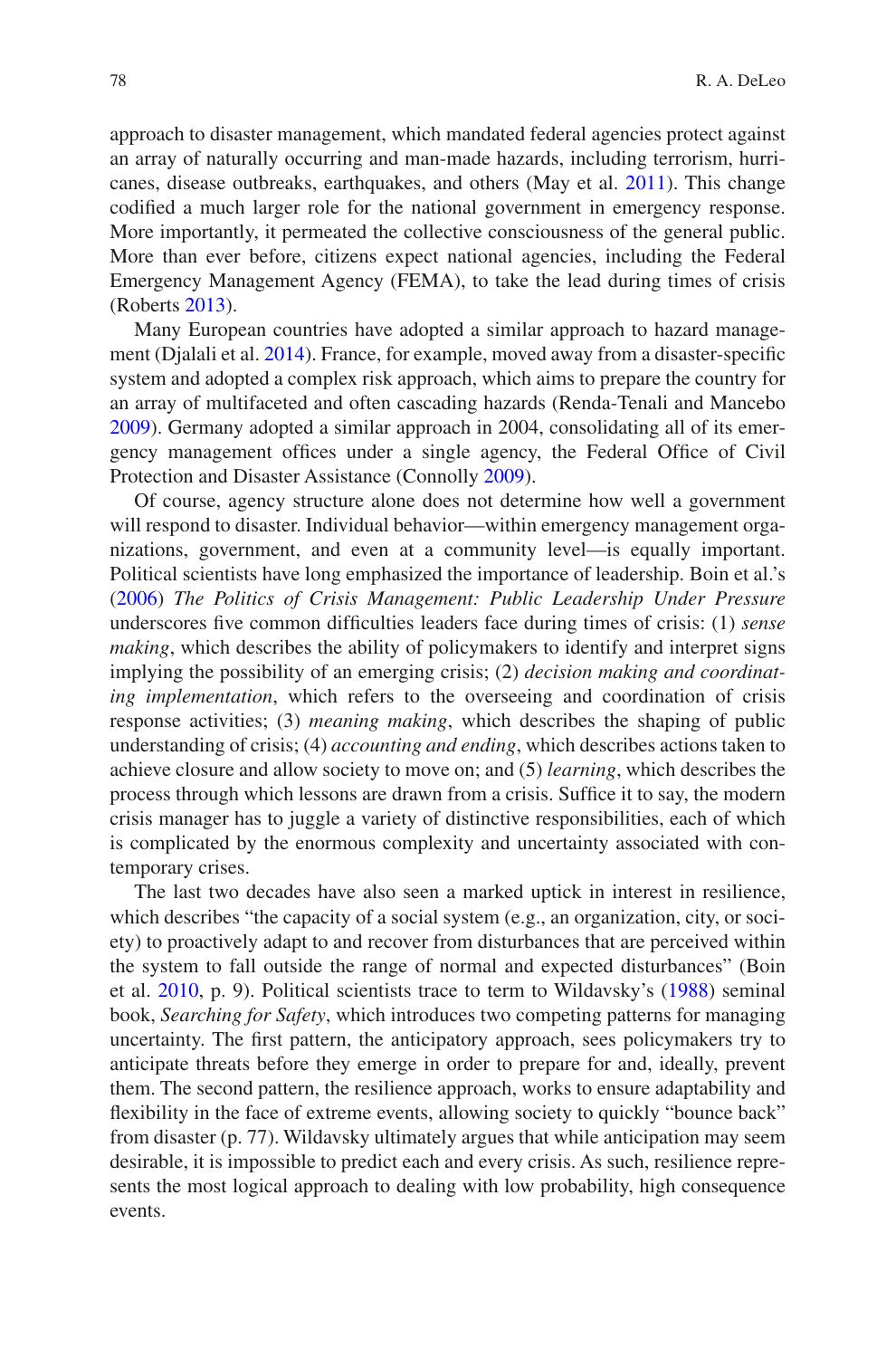approach to disaster management, which mandated federal agencies protect against an array of naturally occurring and man-made hazards, including terrorism, hurricanes, disease outbreaks, earthquakes, and others (May et al. 2011). This change codified a much larger role for the national government in emergency response. More importantly, it permeated the collective consciousness of the general public. More than ever before, citizens expect national agencies, including the Federal Emergency Management Agency (FEMA), to take the lead during times of crisis (Roberts 2013).

Many European countries have adopted a similar approach to hazard management (Djalali et al. 2014). France, for example, moved away from a disaster-specific system and adopted a complex risk approach, which aims to prepare the country for an array of multifaceted and often cascading hazards (Renda-Tenali and Mancebo 2009). Germany adopted a similar approach in 2004, consolidating all of its emergency management offices under a single agency, the Federal Office of Civil Protection and Disaster Assistance (Connolly 2009).

Of course, agency structure alone does not determine how well a government will respond to disaster. Individual behavior—within emergency management organizations, government, and even at a community level—is equally important. Political scientists have long emphasized the importance of leadership. Boin et al.'s (2006) *The Politics of Crisis Management: Public Leadership Under Pressure* underscores five common difficulties leaders face during times of crisis: (1) *sense making*, which describes the ability of policymakers to identify and interpret signs implying the possibility of an emerging crisis; (2) *decision making and coordinating implementation*, which refers to the overseeing and coordination of crisis response activities; (3) *meaning making*, which describes the shaping of public understanding of crisis; (4) *accounting and ending*, which describes actions taken to achieve closure and allow society to move on; and (5) *learning*, which describes the process through which lessons are drawn from a crisis. Suffice it to say, the modern crisis manager has to juggle a variety of distinctive responsibilities, each of which is complicated by the enormous complexity and uncertainty associated with contemporary crises.

The last two decades have also seen a marked uptick in interest in resilience, which describes "the capacity of a social system (e.g., an organization, city, or society) to proactively adapt to and recover from disturbances that are perceived within the system to fall outside the range of normal and expected disturbances" (Boin et al. 2010, p. 9). Political scientists trace to term to Wildavsky's (1988) seminal book, *Searching for Safety*, which introduces two competing patterns for managing uncertainty. The first pattern, the anticipatory approach, sees policymakers try to anticipate threats before they emerge in order to prepare for and, ideally, prevent them. The second pattern, the resilience approach, works to ensure adaptability and flexibility in the face of extreme events, allowing society to quickly "bounce back" from disaster (p. 77). Wildavsky ultimately argues that while anticipation may seem desirable, it is impossible to predict each and every crisis. As such, resilience represents the most logical approach to dealing with low probability, high consequence events.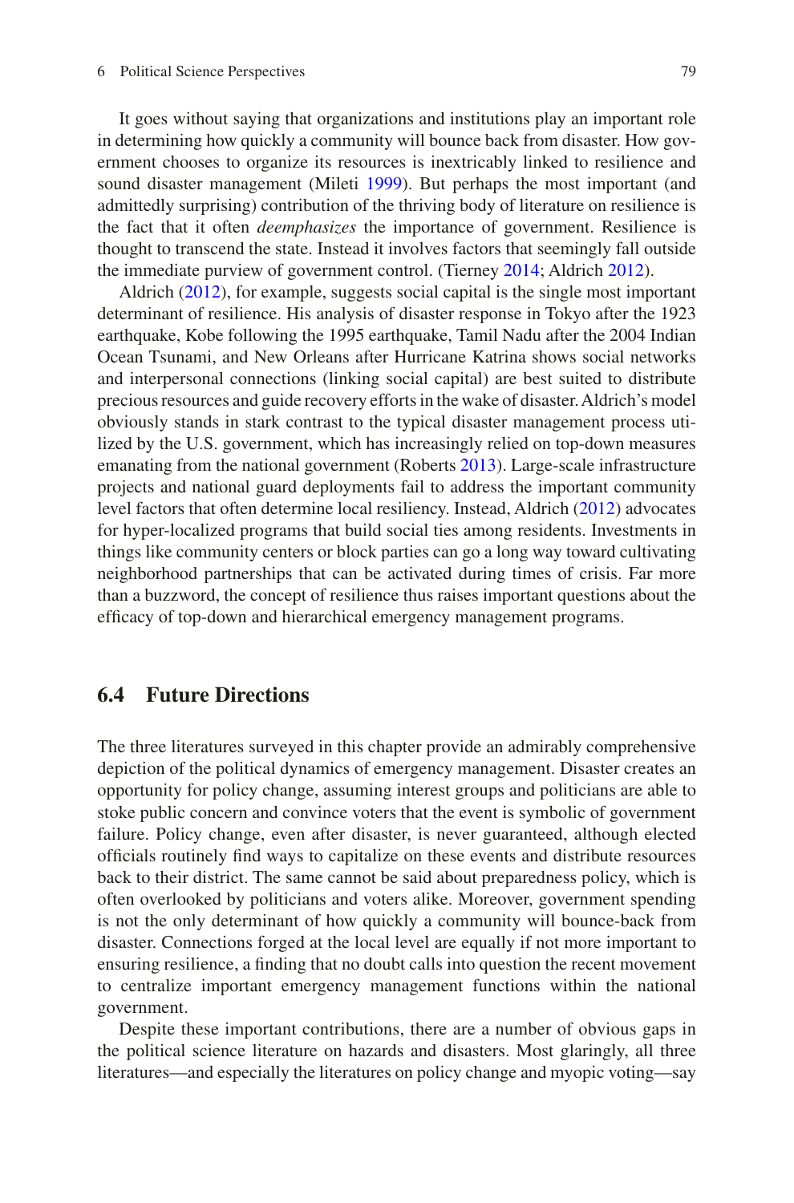It goes without saying that organizations and institutions play an important role in determining how quickly a community will bounce back from disaster. How government chooses to organize its resources is inextricably linked to resilience and sound disaster management (Mileti 1999). But perhaps the most important (and admittedly surprising) contribution of the thriving body of literature on resilience is the fact that it often *deemphasizes* the importance of government. Resilience is thought to transcend the state. Instead it involves factors that seemingly fall outside the immediate purview of government control. (Tierney 2014; Aldrich 2012).

Aldrich (2012), for example, suggests social capital is the single most important determinant of resilience. His analysis of disaster response in Tokyo after the 1923 earthquake, Kobe following the 1995 earthquake, Tamil Nadu after the 2004 Indian Ocean Tsunami, and New Orleans after Hurricane Katrina shows social networks and interpersonal connections (linking social capital) are best suited to distribute precious resources and guide recovery efforts in the wake of disaster. Aldrich's model obviously stands in stark contrast to the typical disaster management process utilized by the U.S. government, which has increasingly relied on top-down measures emanating from the national government (Roberts 2013). Large-scale infrastructure projects and national guard deployments fail to address the important community level factors that often determine local resiliency. Instead, Aldrich (2012) advocates for hyper-localized programs that build social ties among residents. Investments in things like community centers or block parties can go a long way toward cultivating neighborhood partnerships that can be activated during times of crisis. Far more than a buzzword, the concept of resilience thus raises important questions about the efficacy of top-down and hierarchical emergency management programs.

## 6.4 Future Directions

The three literatures surveyed in this chapter provide an admirably comprehensive depiction of the political dynamics of emergency management. Disaster creates an opportunity for policy change, assuming interest groups and politicians are able to stoke public concern and convince voters that the event is symbolic of government failure. Policy change, even after disaster, is never guaranteed, although elected officials routinely find ways to capitalize on these events and distribute resources back to their district. The same cannot be said about preparedness policy, which is often overlooked by politicians and voters alike. Moreover, government spending is not the only determinant of how quickly a community will bounce-back from disaster. Connections forged at the local level are equally if not more important to ensuring resilience, a finding that no doubt calls into question the recent movement to centralize important emergency management functions within the national government.

Despite these important contributions, there are a number of obvious gaps in the political science literature on hazards and disasters. Most glaringly, all three literatures—and especially the literatures on policy change and myopic voting—say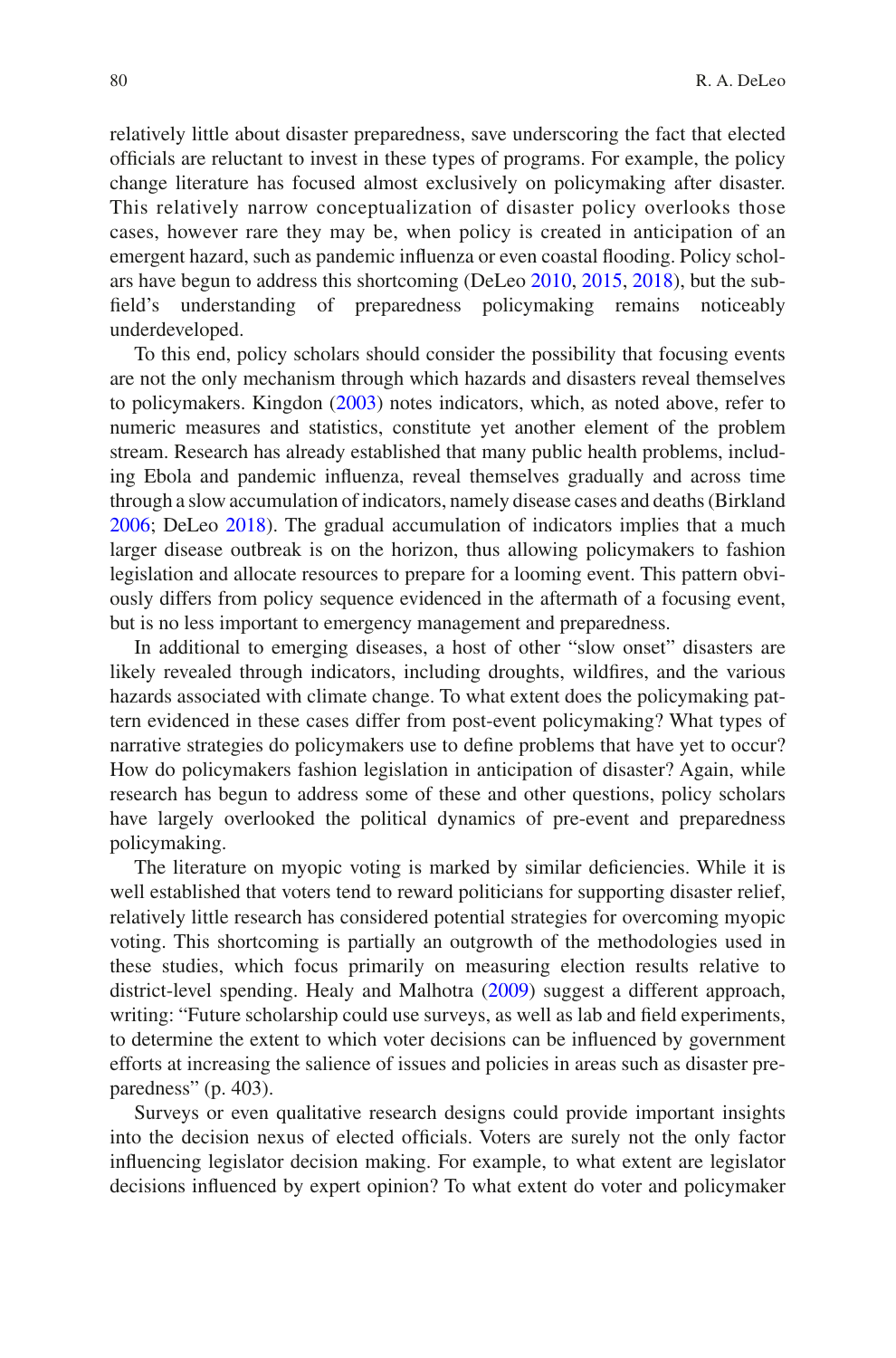relatively little about disaster preparedness, save underscoring the fact that elected officials are reluctant to invest in these types of programs. For example, the policy change literature has focused almost exclusively on policymaking after disaster. This relatively narrow conceptualization of disaster policy overlooks those cases, however rare they may be, when policy is created in anticipation of an emergent hazard, such as pandemic influenza or even coastal flooding. Policy scholars have begun to address this shortcoming (DeLeo 2010, 2015, 2018), but the subfield's understanding of preparedness policymaking remains noticeably underdeveloped.

To this end, policy scholars should consider the possibility that focusing events are not the only mechanism through which hazards and disasters reveal themselves to policymakers. Kingdon (2003) notes indicators, which, as noted above, refer to numeric measures and statistics, constitute yet another element of the problem stream. Research has already established that many public health problems, including Ebola and pandemic influenza, reveal themselves gradually and across time through a slow accumulation of indicators, namely disease cases and deaths (Birkland 2006; DeLeo 2018). The gradual accumulation of indicators implies that a much larger disease outbreak is on the horizon, thus allowing policymakers to fashion legislation and allocate resources to prepare for a looming event. This pattern obviously differs from policy sequence evidenced in the aftermath of a focusing event, but is no less important to emergency management and preparedness.

In additional to emerging diseases, a host of other "slow onset" disasters are likely revealed through indicators, including droughts, wildfires, and the various hazards associated with climate change. To what extent does the policymaking pattern evidenced in these cases differ from post-event policymaking? What types of narrative strategies do policymakers use to define problems that have yet to occur? How do policymakers fashion legislation in anticipation of disaster? Again, while research has begun to address some of these and other questions, policy scholars have largely overlooked the political dynamics of pre-event and preparedness policymaking.

The literature on myopic voting is marked by similar deficiencies. While it is well established that voters tend to reward politicians for supporting disaster relief, relatively little research has considered potential strategies for overcoming myopic voting. This shortcoming is partially an outgrowth of the methodologies used in these studies, which focus primarily on measuring election results relative to district-level spending. Healy and Malhotra (2009) suggest a different approach, writing: "Future scholarship could use surveys, as well as lab and field experiments, to determine the extent to which voter decisions can be influenced by government efforts at increasing the salience of issues and policies in areas such as disaster preparedness" (p. 403).

Surveys or even qualitative research designs could provide important insights into the decision nexus of elected officials. Voters are surely not the only factor influencing legislator decision making. For example, to what extent are legislator decisions influenced by expert opinion? To what extent do voter and policymaker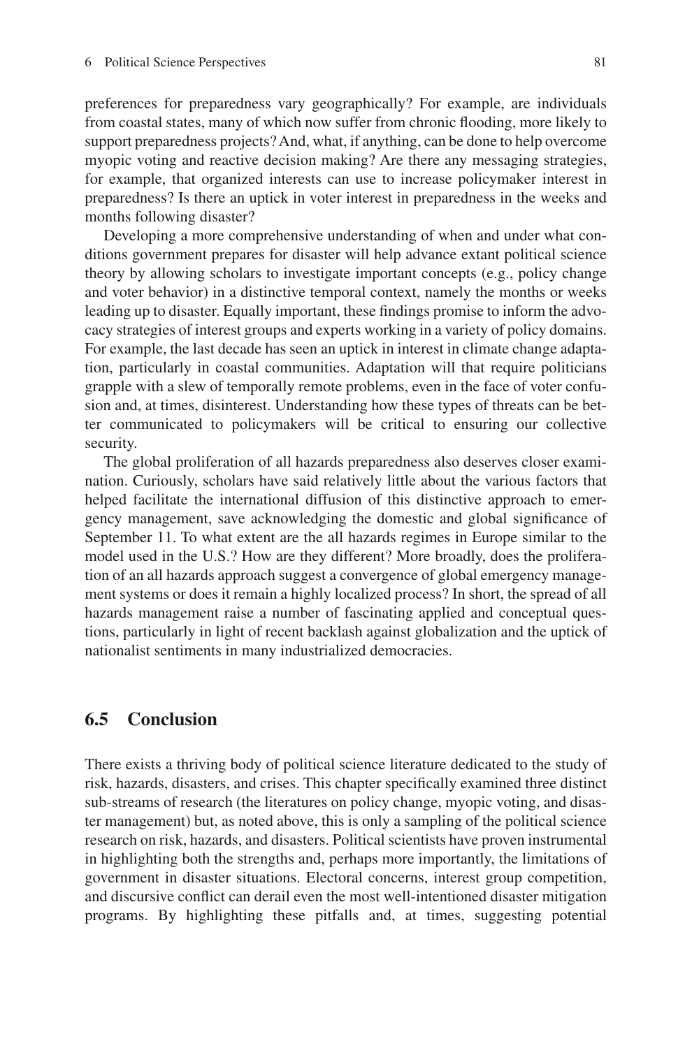preferences for preparedness vary geographically? For example, are individuals from coastal states, many of which now suffer from chronic flooding, more likely to support preparedness projects? And, what, if anything, can be done to help overcome myopic voting and reactive decision making? Are there any messaging strategies, for example, that organized interests can use to increase policymaker interest in preparedness? Is there an uptick in voter interest in preparedness in the weeks and months following disaster?

Developing a more comprehensive understanding of when and under what conditions government prepares for disaster will help advance extant political science theory by allowing scholars to investigate important concepts (e.g., policy change and voter behavior) in a distinctive temporal context, namely the months or weeks leading up to disaster. Equally important, these findings promise to inform the advocacy strategies of interest groups and experts working in a variety of policy domains. For example, the last decade has seen an uptick in interest in climate change adaptation, particularly in coastal communities. Adaptation will that require politicians grapple with a slew of temporally remote problems, even in the face of voter confusion and, at times, disinterest. Understanding how these types of threats can be better communicated to policymakers will be critical to ensuring our collective security.

The global proliferation of all hazards preparedness also deserves closer examination. Curiously, scholars have said relatively little about the various factors that helped facilitate the international diffusion of this distinctive approach to emergency management, save acknowledging the domestic and global significance of September 11. To what extent are the all hazards regimes in Europe similar to the model used in the U.S.? How are they different? More broadly, does the proliferation of an all hazards approach suggest a convergence of global emergency management systems or does it remain a highly localized process? In short, the spread of all hazards management raise a number of fascinating applied and conceptual questions, particularly in light of recent backlash against globalization and the uptick of nationalist sentiments in many industrialized democracies.

## 6.5 Conclusion

There exists a thriving body of political science literature dedicated to the study of risk, hazards, disasters, and crises. This chapter specifically examined three distinct sub-streams of research (the literatures on policy change, myopic voting, and disaster management) but, as noted above, this is only a sampling of the political science research on risk, hazards, and disasters. Political scientists have proven instrumental in highlighting both the strengths and, perhaps more importantly, the limitations of government in disaster situations. Electoral concerns, interest group competition, and discursive conflict can derail even the most well-intentioned disaster mitigation programs. By highlighting these pitfalls and, at times, suggesting potential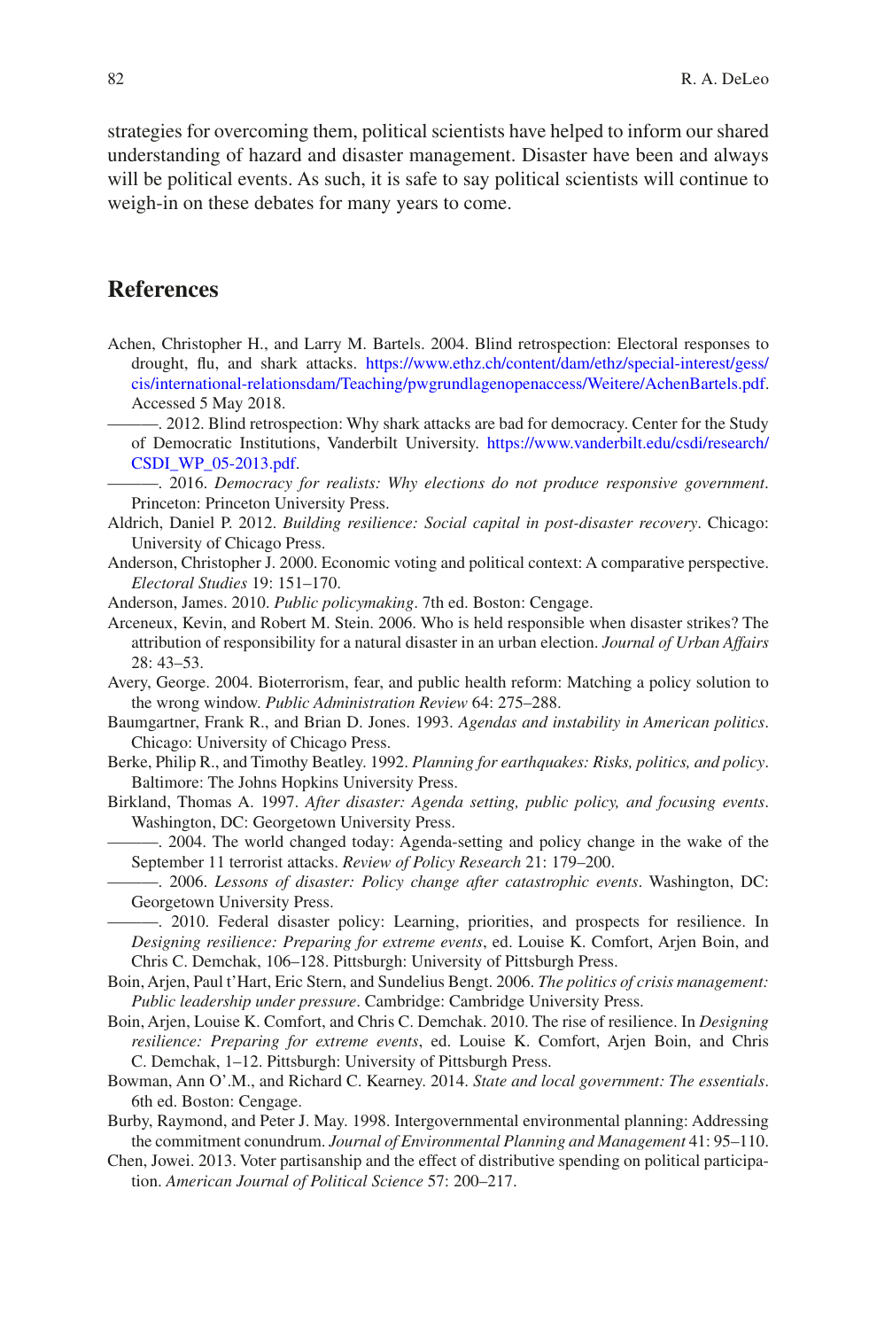strategies for overcoming them, political scientists have helped to inform our shared understanding of hazard and disaster management. Disaster have been and always will be political events. As such, it is safe to say political scientists will continue to weigh-in on these debates for many years to come.

## References

Achen, Christopher H., and Larry M. Bartels. 2004. Blind retrospection: Electoral responses to drought, flu, and shark attacks. https://www.ethz.ch/content/dam/ethz/special-interest/gess/cis/international-relationsdam/Teaching/pwgrundlagenopenaccess/Weitere/AchenBartels.pdf. Accessed 5 May 2018.

———. 2012. Blind retrospection: Why shark attacks are bad for democracy. Center for the Study of Democratic Institutions, Vanderbilt University. https://www.vanderbilt.edu/csdi/research/CSDI_WP_05-2013.pdf.

———. 2016. *Democracy for realists: Why elections do not produce responsive government*. Princeton: Princeton University Press.

Aldrich, Daniel P. 2012. *Building resilience: Social capital in post-disaster recovery*. Chicago: University of Chicago Press.

Anderson, Christopher J. 2000. Economic voting and political context: A comparative perspective. *Electoral Studies* 19: 151–170.

Anderson, James. 2010. *Public policymaking*. 7th ed. Boston: Cengage.

Arceneux, Kevin, and Robert M. Stein. 2006. Who is held responsible when disaster strikes? The attribution of responsibility for a natural disaster in an urban election. *Journal of Urban Affairs* 28: 43–53.

Avery, George. 2004. Bioterrorism, fear, and public health reform: Matching a policy solution to the wrong window. *Public Administration Review* 64: 275–288.

Baumgartner, Frank R., and Brian D. Jones. 1993. *Agendas and instability in American politics*. Chicago: University of Chicago Press.

Berke, Philip R., and Timothy Beatley. 1992. *Planning for earthquakes: Risks, politics, and policy*. Baltimore: The Johns Hopkins University Press.

Birkland, Thomas A. 1997. *After disaster: Agenda setting, public policy, and focusing events*. Washington, DC: Georgetown University Press.

———. 2004. The world changed today: Agenda-setting and policy change in the wake of the September 11 terrorist attacks. *Review of Policy Research* 21: 179–200.

———. 2006. *Lessons of disaster: Policy change after catastrophic events*. Washington, DC: Georgetown University Press.

———. 2010. Federal disaster policy: Learning, priorities, and prospects for resilience. In *Designing resilience: Preparing for extreme events*, ed. Louise K. Comfort, Arjen Boin, and Chris C. Demchak, 106–128. Pittsburgh: University of Pittsburgh Press.

Boin, Arjen, Paul t'Hart, Eric Stern, and Sundelius Bengt. 2006. *The politics of crisis management: Public leadership under pressure*. Cambridge: Cambridge University Press.

Boin, Arjen, Louise K. Comfort, and Chris C. Demchak. 2010. The rise of resilience. In *Designing resilience: Preparing for extreme events*, ed. Louise K. Comfort, Arjen Boin, and Chris C. Demchak, 1–12. Pittsburgh: University of Pittsburgh Press.

Bowman, Ann O'.M., and Richard C. Kearney. 2014. *State and local government: The essentials*. 6th ed. Boston: Cengage.

Burby, Raymond, and Peter J. May. 1998. Intergovernmental environmental planning: Addressing the commitment conundrum. *Journal of Environmental Planning and Management* 41: 95–110.

Chen, Jowei. 2013. Voter partisanship and the effect of distributive spending on political participation. *American Journal of Political Science* 57: 200–217.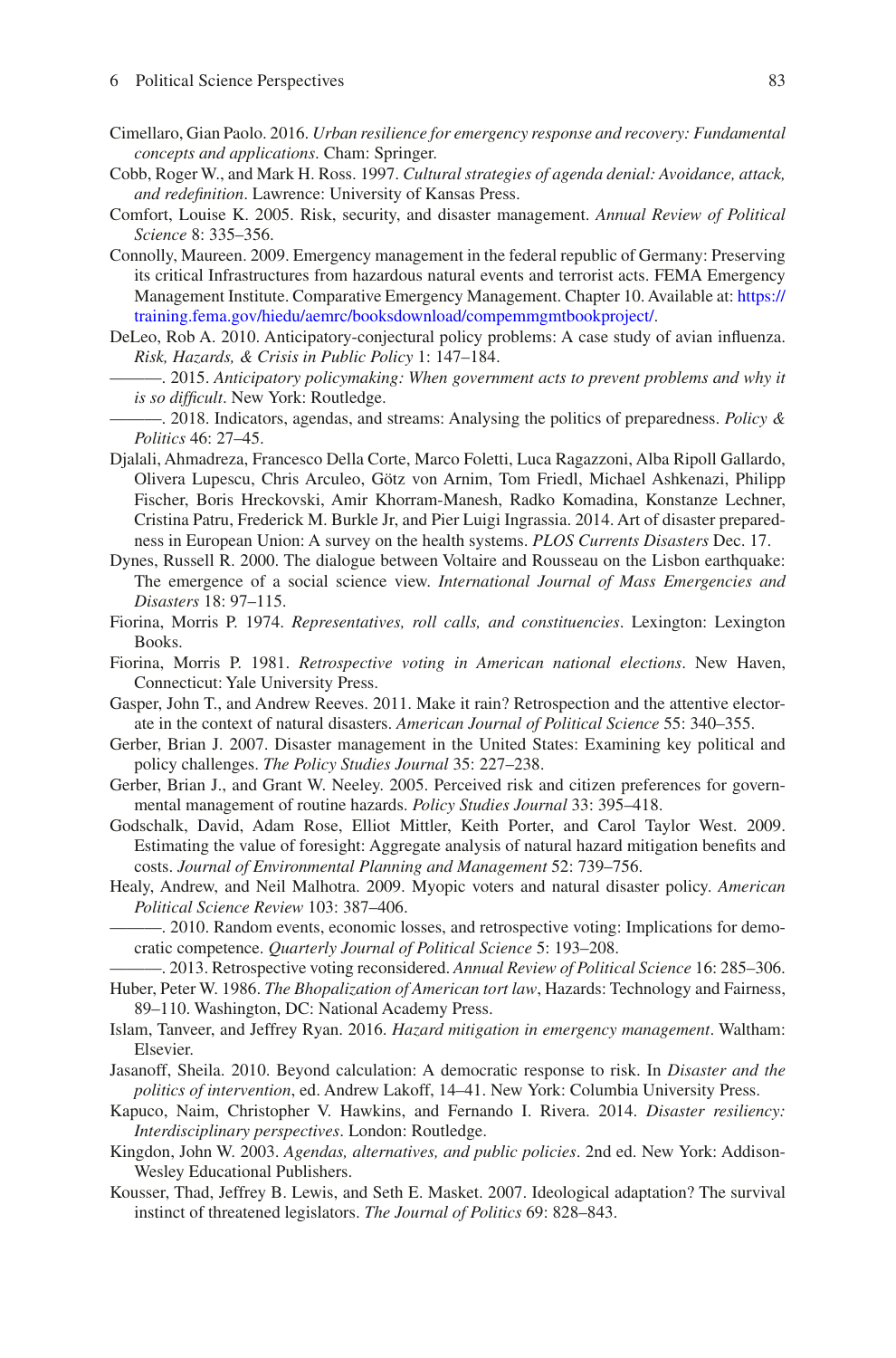Cimellaro, Gian Paolo. 2016. *Urban resilience for emergency response and recovery: Fundamental concepts and applications*. Cham: Springer.

Cobb, Roger W., and Mark H. Ross. 1997. *Cultural strategies of agenda denial: Avoidance, attack, and redefinition*. Lawrence: University of Kansas Press.

Comfort, Louise K. 2005. Risk, security, and disaster management. *Annual Review of Political Science* 8: 335–356.

Connolly, Maureen. 2009. Emergency management in the federal republic of Germany: Preserving its critical Infrastructures from hazardous natural events and terrorist acts. FEMA Emergency Management Institute. Comparative Emergency Management. Chapter 10. Available at: https://training.fema.gov/hiedu/aemrc/booksdownload/compemmgmtbookproject/.

DeLeo, Rob A. 2010. Anticipatory-conjectural policy problems: A case study of avian influenza. *Risk, Hazards, & Crisis in Public Policy* 1: 147–184.

———. 2015. *Anticipatory policymaking: When government acts to prevent problems and why it is so difficult*. New York: Routledge.

———. 2018. Indicators, agendas, and streams: Analysing the politics of preparedness. *Policy & Politics* 46: 27–45.

Djalali, Ahmadreza, Francesco Della Corte, Marco Foletti, Luca Ragazzoni, Alba Ripoll Gallardo, Olivera Lupescu, Chris Arculeo, Götz von Arnim, Tom Friedl, Michael Ashkenazi, Philipp Fischer, Boris Hreckovski, Amir Khorram-Manesh, Radko Komadina, Konstanze Lechner, Cristina Patru, Frederick M. Burkle Jr, and Pier Luigi Ingrassia. 2014. Art of disaster preparedness in European Union: A survey on the health systems. *PLOS Currents Disasters* Dec. 17.

Dynes, Russell R. 2000. The dialogue between Voltaire and Rousseau on the Lisbon earthquake: The emergence of a social science view. *International Journal of Mass Emergencies and Disasters* 18: 97–115.

Fiorina, Morris P. 1974. *Representatives, roll calls, and constituencies*. Lexington: Lexington Books.

Fiorina, Morris P. 1981. *Retrospective voting in American national elections*. New Haven, Connecticut: Yale University Press.

Gasper, John T., and Andrew Reeves. 2011. Make it rain? Retrospection and the attentive electorate in the context of natural disasters. *American Journal of Political Science* 55: 340–355.

Gerber, Brian J. 2007. Disaster management in the United States: Examining key political and policy challenges. *The Policy Studies Journal* 35: 227–238.

Gerber, Brian J., and Grant W. Neeley. 2005. Perceived risk and citizen preferences for governmental management of routine hazards. *Policy Studies Journal* 33: 395–418.

Godschalk, David, Adam Rose, Elliot Mittler, Keith Porter, and Carol Taylor West. 2009. Estimating the value of foresight: Aggregate analysis of natural hazard mitigation benefits and costs. *Journal of Environmental Planning and Management* 52: 739–756.

Healy, Andrew, and Neil Malhotra. 2009. Myopic voters and natural disaster policy. *American Political Science Review* 103: 387–406.

———. 2010. Random events, economic losses, and retrospective voting: Implications for democratic competence. *Quarterly Journal of Political Science* 5: 193–208.

———. 2013. Retrospective voting reconsidered. *Annual Review of Political Science* 16: 285–306.

Huber, Peter W. 1986. *The Bhopalization of American tort law*, Hazards: Technology and Fairness, 89–110. Washington, DC: National Academy Press.

Islam, Tanveer, and Jeffrey Ryan. 2016. *Hazard mitigation in emergency management*. Waltham: Elsevier.

Jasanoff, Sheila. 2010. Beyond calculation: A democratic response to risk. In *Disaster and the politics of intervention*, ed. Andrew Lakoff, 14–41. New York: Columbia University Press.

Kapuco, Naim, Christopher V. Hawkins, and Fernando I. Rivera. 2014. *Disaster resiliency: Interdisciplinary perspectives*. London: Routledge.

Kingdon, John W. 2003. *Agendas, alternatives, and public policies*. 2nd ed. New York: Addison-Wesley Educational Publishers.

Kousser, Thad, Jeffrey B. Lewis, and Seth E. Masket. 2007. Ideological adaptation? The survival instinct of threatened legislators. *The Journal of Politics* 69: 828–843.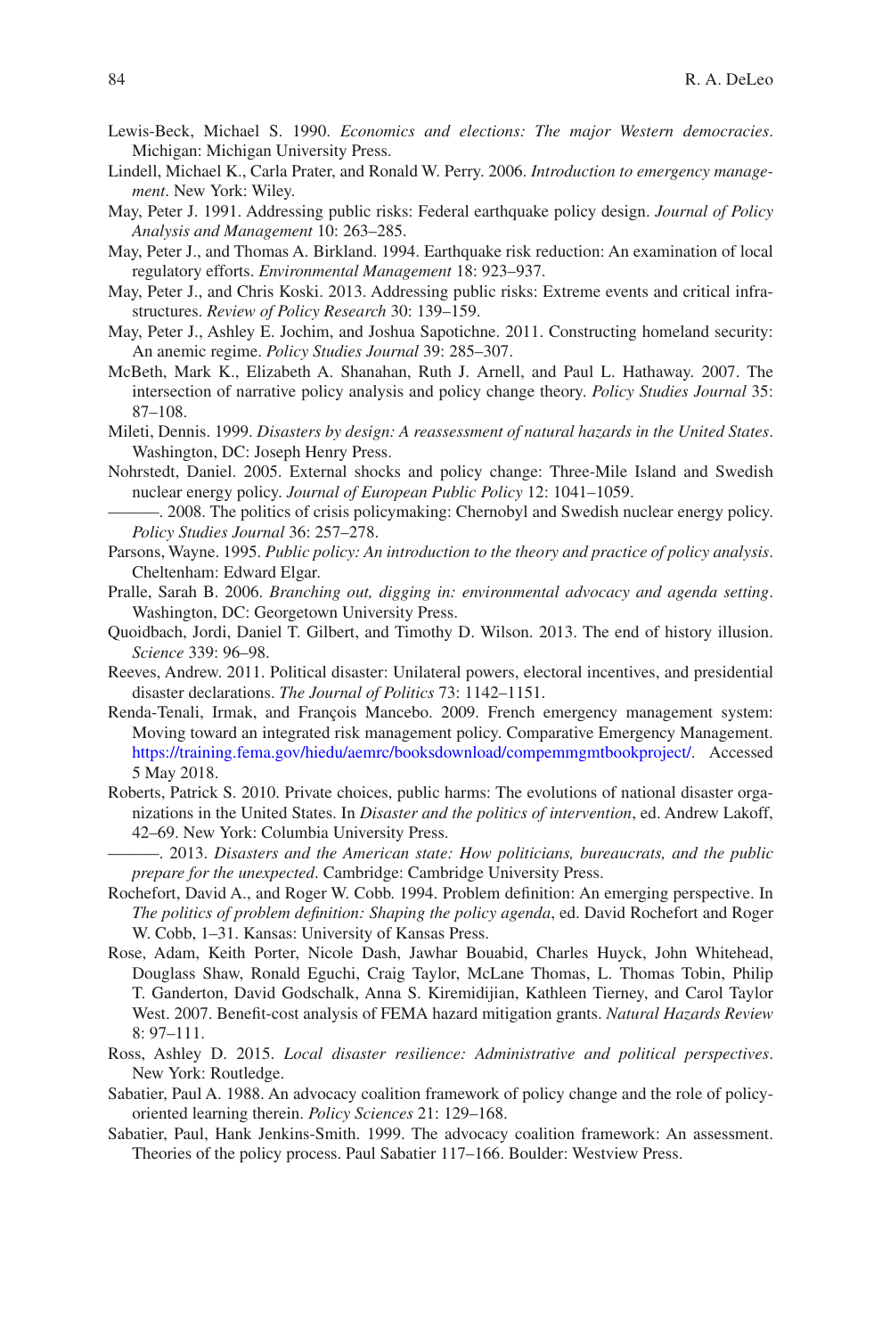Lewis-Beck, Michael S. 1990. *Economics and elections: The major Western democracies*. Michigan: Michigan University Press.

Lindell, Michael K., Carla Prater, and Ronald W. Perry. 2006. *Introduction to emergency management*. New York: Wiley.

May, Peter J. 1991. Addressing public risks: Federal earthquake policy design. *Journal of Policy Analysis and Management* 10: 263–285.

May, Peter J., and Thomas A. Birkland. 1994. Earthquake risk reduction: An examination of local regulatory efforts. *Environmental Management* 18: 923–937.

May, Peter J., and Chris Koski. 2013. Addressing public risks: Extreme events and critical infrastructures. *Review of Policy Research* 30: 139–159.

May, Peter J., Ashley E. Jochim, and Joshua Sapotichne. 2011. Constructing homeland security: An anemic regime. *Policy Studies Journal* 39: 285–307.

McBeth, Mark K., Elizabeth A. Shanahan, Ruth J. Arnell, and Paul L. Hathaway. 2007. The intersection of narrative policy analysis and policy change theory. *Policy Studies Journal* 35: 87–108.

Mileti, Dennis. 1999. *Disasters by design: A reassessment of natural hazards in the United States*. Washington, DC: Joseph Henry Press.

Nohrstedt, Daniel. 2005. External shocks and policy change: Three-Mile Island and Swedish nuclear energy policy. *Journal of European Public Policy* 12: 1041–1059.

———. 2008. The politics of crisis policymaking: Chernobyl and Swedish nuclear energy policy. *Policy Studies Journal* 36: 257–278.

Parsons, Wayne. 1995. *Public policy: An introduction to the theory and practice of policy analysis*. Cheltenham: Edward Elgar.

Pralle, Sarah B. 2006. *Branching out, digging in: environmental advocacy and agenda setting*. Washington, DC: Georgetown University Press.

Quoidbach, Jordi, Daniel T. Gilbert, and Timothy D. Wilson. 2013. The end of history illusion. *Science* 339: 96–98.

Reeves, Andrew. 2011. Political disaster: Unilateral powers, electoral incentives, and presidential disaster declarations. *The Journal of Politics* 73: 1142–1151.

Renda-Tenali, Irmak, and François Mancebo. 2009. French emergency management system: Moving toward an integrated risk management policy. Comparative Emergency Management. https://training.fema.gov/hiedu/aemrc/booksdownload/compemmgmtbookproject/. Accessed 5 May 2018.

Roberts, Patrick S. 2010. Private choices, public harms: The evolutions of national disaster organizations in the United States. In *Disaster and the politics of intervention*, ed. Andrew Lakoff, 42–69. New York: Columbia University Press.

———. 2013. *Disasters and the American state: How politicians, bureaucrats, and the public prepare for the unexpected*. Cambridge: Cambridge University Press.

Rochefort, David A., and Roger W. Cobb. 1994. Problem definition: An emerging perspective. In *The politics of problem definition: Shaping the policy agenda*, ed. David Rochefort and Roger W. Cobb, 1–31. Kansas: University of Kansas Press.

Rose, Adam, Keith Porter, Nicole Dash, Jawhar Bouabid, Charles Huyck, John Whitehead, Douglass Shaw, Ronald Eguchi, Craig Taylor, McLane Thomas, L. Thomas Tobin, Philip T. Ganderton, David Godschalk, Anna S. Kiremidijian, Kathleen Tierney, and Carol Taylor West. 2007. Benefit-cost analysis of FEMA hazard mitigation grants. *Natural Hazards Review* 8: 97–111.

Ross, Ashley D. 2015. *Local disaster resilience: Administrative and political perspectives*. New York: Routledge.

Sabatier, Paul A. 1988. An advocacy coalition framework of policy change and the role of policy-oriented learning therein. *Policy Sciences* 21: 129–168.

Sabatier, Paul, Hank Jenkins-Smith. 1999. The advocacy coalition framework: An assessment. Theories of the policy process. Paul Sabatier 117–166. Boulder: Westview Press.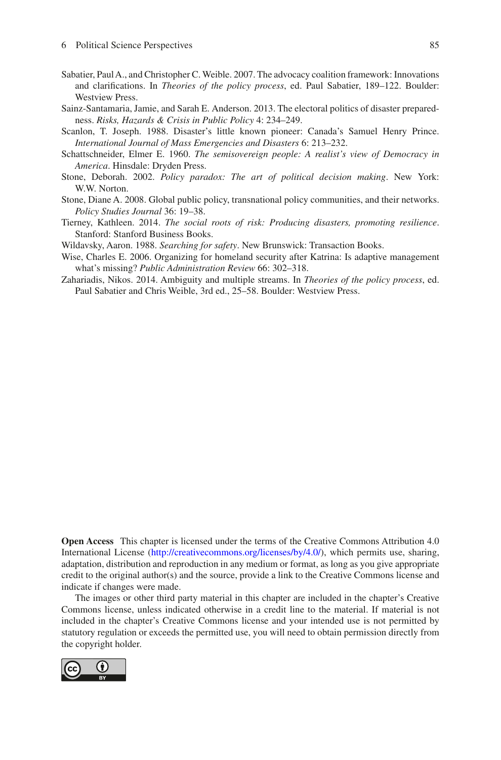Sabatier, Paul A., and Christopher C. Weible. 2007. The advocacy coalition framework: Innovations and clarifications. In *Theories of the policy process*, ed. Paul Sabatier, 189–122. Boulder: Westview Press.

Sainz-Santamaria, Jamie, and Sarah E. Anderson. 2013. The electoral politics of disaster preparedness. *Risks, Hazards & Crisis in Public Policy* 4: 234–249.

Scanlon, T. Joseph. 1988. Disaster's little known pioneer: Canada's Samuel Henry Prince. *International Journal of Mass Emergencies and Disasters* 6: 213–232.

Schattschneider, Elmer E. 1960. *The semisovereign people: A realist's view of Democracy in America*. Hinsdale: Dryden Press.

Stone, Deborah. 2002. *Policy paradox: The art of political decision making*. New York: W.W. Norton.

Stone, Diane A. 2008. Global public policy, transnational policy communities, and their networks. *Policy Studies Journal* 36: 19–38.

Tierney, Kathleen. 2014. *The social roots of risk: Producing disasters, promoting resilience*. Stanford: Stanford Business Books.

Wildavsky, Aaron. 1988. *Searching for safety*. New Brunswick: Transaction Books.

Wise, Charles E. 2006. Organizing for homeland security after Katrina: Is adaptive management what's missing? *Public Administration Review* 66: 302–318.

Zahariadis, Nikos. 2014. Ambiguity and multiple streams. In *Theories of the policy process*, ed. Paul Sabatier and Chris Weible, 3rd ed., 25–58. Boulder: Westview Press.

**Open Access** This chapter is licensed under the terms of the Creative Commons Attribution 4.0 International License (http://creativecommons.org/licenses/by/4.0/), which permits use, sharing, adaptation, distribution and reproduction in any medium or format, as long as you give appropriate credit to the original author(s) and the source, provide a link to the Creative Commons license and indicate if changes were made.

The images or other third party material in this chapter are included in the chapter's Creative Commons license, unless indicated otherwise in a credit line to the material. If material is not included in the chapter's Creative Commons license and your intended use is not permitted by statutory regulation or exceeds the permitted use, you will need to obtain permission directly from the copyright holder.